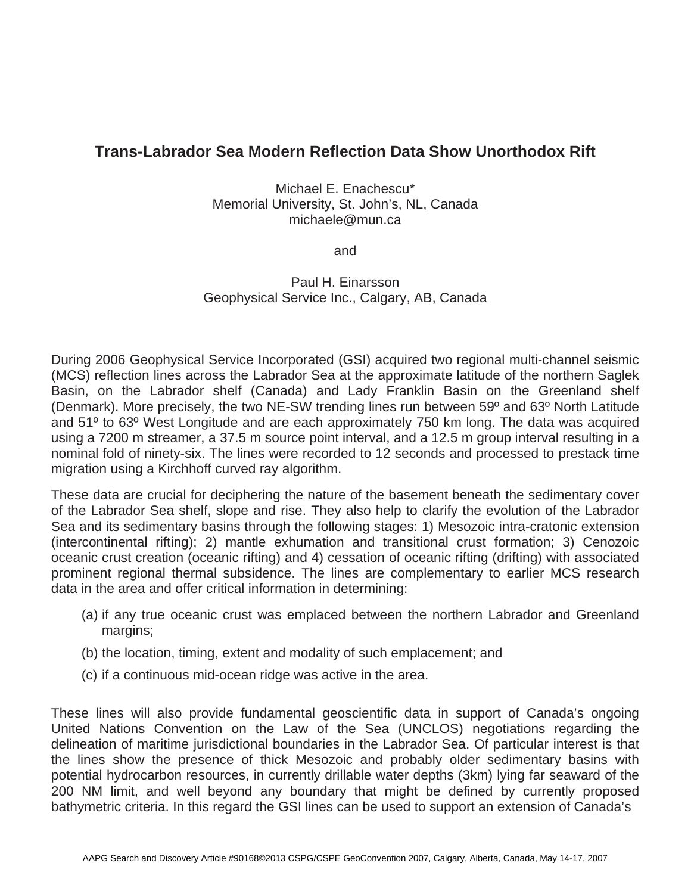# Trans-Labrador Sea Modern Reflection Data Show Unorthodox Rift

Michael E. Enachescu*
Memorial University, St. John's, NL, Canada
michaele@mun.ca

and

Paul H. Einarsson
Geophysical Service Inc., Calgary, AB, Canada

During 2006 Geophysical Service Incorporated (GSI) acquired two regional multi-channel seismic (MCS) reflection lines across the Labrador Sea at the approximate latitude of the northern Saglek Basin, on the Labrador shelf (Canada) and Lady Franklin Basin on the Greenland shelf (Denmark). More precisely, the two NE-SW trending lines run between 59º and 63º North Latitude and 51º to 63º West Longitude and are each approximately 750 km long. The data was acquired using a 7200 m streamer, a 37.5 m source point interval, and a 12.5 m group interval resulting in a nominal fold of ninety-six. The lines were recorded to 12 seconds and processed to prestack time migration using a Kirchhoff curved ray algorithm.

These data are crucial for deciphering the nature of the basement beneath the sedimentary cover of the Labrador Sea shelf, slope and rise. They also help to clarify the evolution of the Labrador Sea and its sedimentary basins through the following stages: 1) Mesozoic intra-cratonic extension (intercontinental rifting); 2) mantle exhumation and transitional crust formation; 3) Cenozoic oceanic crust creation (oceanic rifting) and 4) cessation of oceanic rifting (drifting) with associated prominent regional thermal subsidence. The lines are complementary to earlier MCS research data in the area and offer critical information in determining:

(a) if any true oceanic crust was emplaced between the northern Labrador and Greenland margins;

(b) the location, timing, extent and modality of such emplacement; and

(c) if a continuous mid-ocean ridge was active in the area.

These lines will also provide fundamental geoscientific data in support of Canada's ongoing United Nations Convention on the Law of the Sea (UNCLOS) negotiations regarding the delineation of maritime jurisdictional boundaries in the Labrador Sea. Of particular interest is that the lines show the presence of thick Mesozoic and probably older sedimentary basins with potential hydrocarbon resources, in currently drillable water depths (3km) lying far seaward of the 200 NM limit, and well beyond any boundary that might be defined by currently proposed bathymetric criteria. In this regard the GSI lines can be used to support an extension of Canada's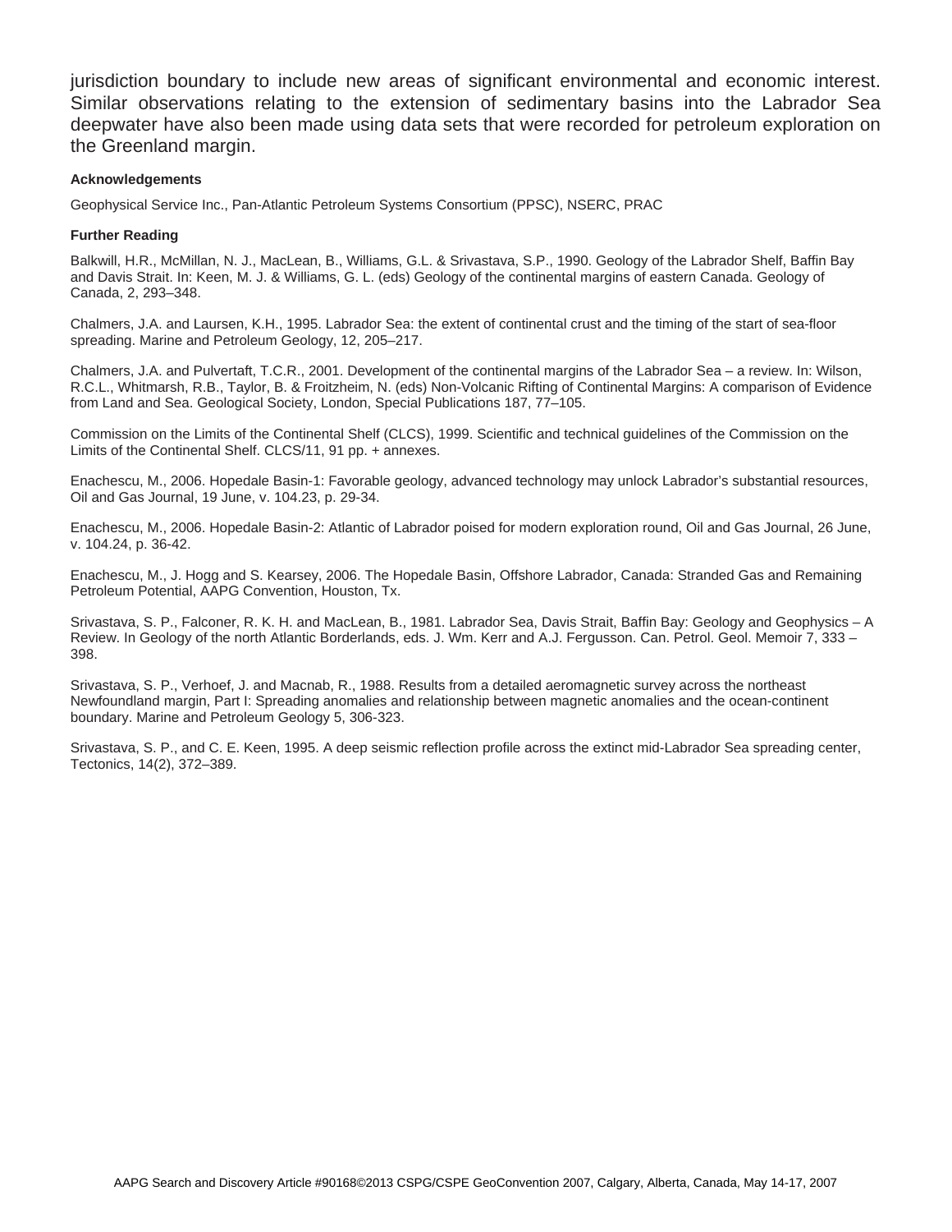jurisdiction boundary to include new areas of significant environmental and economic interest. Similar observations relating to the extension of sedimentary basins into the Labrador Sea deepwater have also been made using data sets that were recorded for petroleum exploration on the Greenland margin.

**Acknowledgements**

Geophysical Service Inc., Pan-Atlantic Petroleum Systems Consortium (PPSC), NSERC, PRAC

**Further Reading**

Balkwill, H.R., McMillan, N. J., MacLean, B., Williams, G.L. & Srivastava, S.P., 1990. Geology of the Labrador Shelf, Baffin Bay and Davis Strait. In: Keen, M. J. & Williams, G. L. (eds) Geology of the continental margins of eastern Canada. Geology of Canada, 2, 293–348.

Chalmers, J.A. and Laursen, K.H., 1995. Labrador Sea: the extent of continental crust and the timing of the start of sea-floor spreading. Marine and Petroleum Geology, 12, 205–217.

Chalmers, J.A. and Pulvertaft, T.C.R., 2001. Development of the continental margins of the Labrador Sea – a review. In: Wilson, R.C.L., Whitmarsh, R.B., Taylor, B. & Froitzheim, N. (eds) Non-Volcanic Rifting of Continental Margins: A comparison of Evidence from Land and Sea. Geological Society, London, Special Publications 187, 77–105.

Commission on the Limits of the Continental Shelf (CLCS), 1999. Scientific and technical guidelines of the Commission on the Limits of the Continental Shelf. CLCS/11, 91 pp. + annexes.

Enachescu, M., 2006. Hopedale Basin-1: Favorable geology, advanced technology may unlock Labrador's substantial resources, Oil and Gas Journal, 19 June, v. 104.23, p. 29-34.

Enachescu, M., 2006. Hopedale Basin-2: Atlantic of Labrador poised for modern exploration round, Oil and Gas Journal, 26 June, v. 104.24, p. 36-42.

Enachescu, M., J. Hogg and S. Kearsey, 2006. The Hopedale Basin, Offshore Labrador, Canada: Stranded Gas and Remaining Petroleum Potential, AAPG Convention, Houston, Tx.

Srivastava, S. P., Falconer, R. K. H. and MacLean, B., 1981. Labrador Sea, Davis Strait, Baffin Bay: Geology and Geophysics – A Review. In Geology of the north Atlantic Borderlands, eds. J. Wm. Kerr and A.J. Fergusson. Can. Petrol. Geol. Memoir 7, 333 – 398.

Srivastava, S. P., Verhoef, J. and Macnab, R., 1988. Results from a detailed aeromagnetic survey across the northeast Newfoundland margin, Part I: Spreading anomalies and relationship between magnetic anomalies and the ocean-continent boundary. Marine and Petroleum Geology 5, 306-323.

Srivastava, S. P., and C. E. Keen, 1995. A deep seismic reflection profile across the extinct mid-Labrador Sea spreading center, Tectonics, 14(2), 372–389.